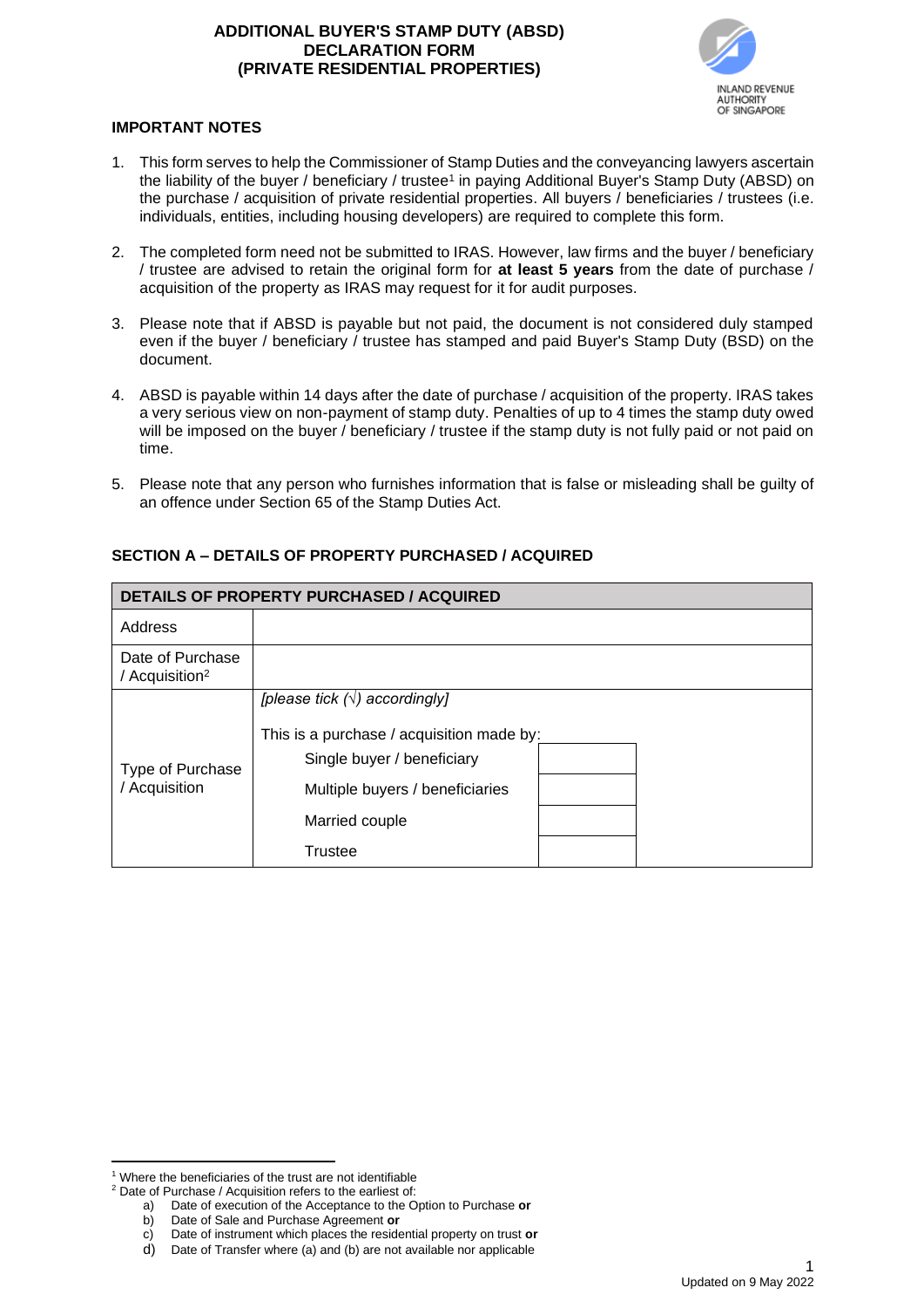# ADDITIONAL BUYER'S STAMP DUTY (ABSD) DECLARATION FORM (PRIVATE RESIDENTIAL PROPERTIES)

INLAND REVENUE AUTHORITY OF SINGAPORE

## IMPORTANT NOTES

1. This form serves to help the Commissioner of Stamp Duties and the conveyancing lawyers ascertain the liability of the buyer / beneficiary / trustee[1] in paying Additional Buyer's Stamp Duty (ABSD) on the purchase / acquisition of private residential properties. All buyers / beneficiaries / trustees (i.e. individuals, entities, including housing developers) are required to complete this form.

2. The completed form need not be submitted to IRAS. However, law firms and the buyer / beneficiary / trustee are advised to retain the original form for **at least 5 years** from the date of purchase / acquisition of the property as IRAS may request for it for audit purposes.

3. Please note that if ABSD is payable but not paid, the document is not considered duly stamped even if the buyer / beneficiary / trustee has stamped and paid Buyer's Stamp Duty (BSD) on the document.

4. ABSD is payable within 14 days after the date of purchase / acquisition of the property. IRAS takes a very serious view on non-payment of stamp duty. Penalties of up to 4 times the stamp duty owed will be imposed on the buyer / beneficiary / trustee if the stamp duty is not fully paid or not paid on time.

5. Please note that any person who furnishes information that is false or misleading shall be guilty of an offence under Section 65 of the Stamp Duties Act.

## SECTION A – DETAILS OF PROPERTY PURCHASED / ACQUIRED

| DETAILS OF PROPERTY PURCHASED / ACQUIRED | | |
|---|---|---|
| Address | | |
| Date of Purchase / Acquisition[2] | | |
| Type of Purchase / Acquisition | *[please tick (√) accordingly]* <br><br> This is a purchase / acquisition made by: | |
| | Single buyer / beneficiary | |
| | Multiple buyers / beneficiaries | |
| | Married couple | |
| | Trustee | |

[1] Where the beneficiaries of the trust are not identifiable

[2] Date of Purchase / Acquisition refers to the earliest of:

a) Date of execution of the Acceptance to the Option to Purchase **or**
b) Date of Sale and Purchase Agreement **or**
c) Date of instrument which places the residential property on trust **or**
d) Date of Transfer where (a) and (b) are not available nor applicable

Updated on 9 May 2022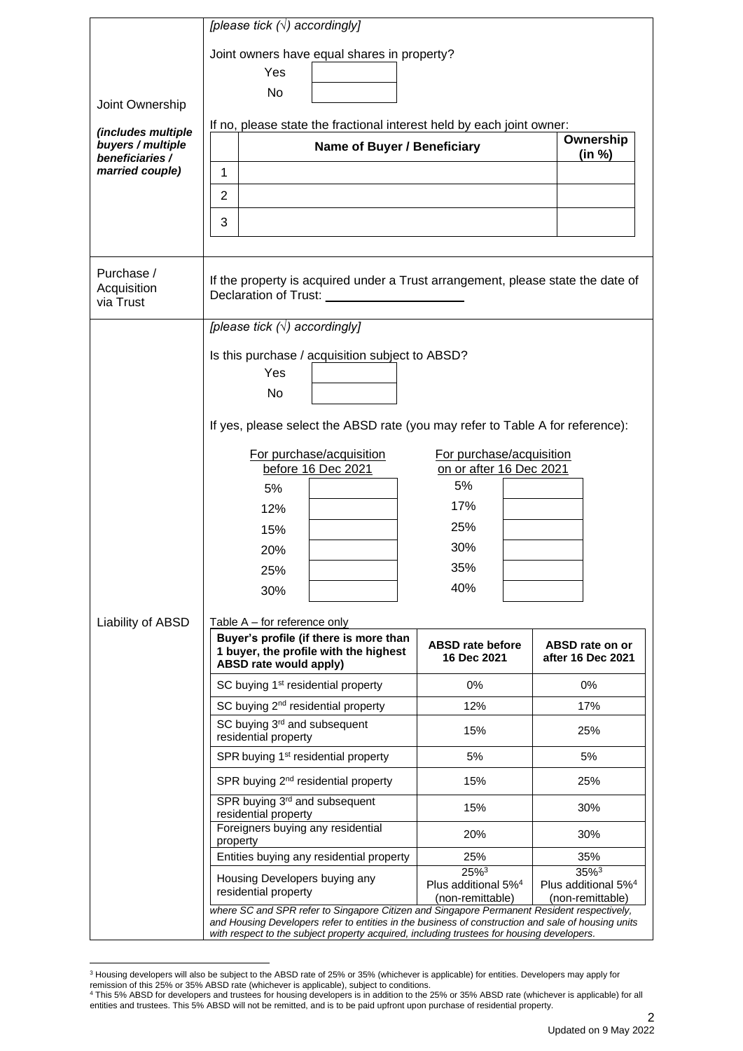## Joint Ownership

*(includes multiple buyers / multiple beneficiaries / married couple)*

*[please tick (√) accordingly]*

Joint owners have equal shares in property?

Yes [ ]

No [ ]

If no, please state the fractional interest held by each joint owner:

| | Name of Buyer / Beneficiary | Ownership (in %) |
|---|---|---|
| 1 | | |
| 2 | | |
| 3 | | |

## Purchase / Acquisition via Trust

If the property is acquired under a Trust arrangement, please state the date of Declaration of Trust: ____________________

## Liability of ABSD

*[please tick (√) accordingly]*

Is this purchase / acquisition subject to ABSD?

Yes [ ]

No [ ]

If yes, please select the ABSD rate (you may refer to Table A for reference):

| For purchase/acquisition before 16 Dec 2021 | | For purchase/acquisition on or after 16 Dec 2021 | |
|---|---|---|---|
| 5% | | 5% | |
| 12% | | 17% | |
| 15% | | 25% | |
| 20% | | 30% | |
| 25% | | 35% | |
| 30% | | 40% | |

Table A – for reference only

| Buyer's profile (if there is more than 1 buyer, the profile with the highest ABSD rate would apply) | ABSD rate before 16 Dec 2021 | ABSD rate on or after 16 Dec 2021 |
|---|---|---|
| SC buying 1st residential property | 0% | 0% |
| SC buying 2nd residential property | 12% | 17% |
| SC buying 3rd and subsequent residential property | 15% | 25% |
| SPR buying 1st residential property | 5% | 5% |
| SPR buying 2nd residential property | 15% | 25% |
| SPR buying 3rd and subsequent residential property | 15% | 30% |
| Foreigners buying any residential property | 20% | 30% |
| Entities buying any residential property | 25% | 35% |
| Housing Developers buying any residential property | 25%[3] Plus additional 5%[4] (non-remittable) | 35%[3] Plus additional 5%[4] (non-remittable) |

*where SC and SPR refer to Singapore Citizen and Singapore Permanent Resident respectively, and Housing Developers refer to entities in the business of construction and sale of housing units with respect to the subject property acquired, including trustees for housing developers.*

---

[3] Housing developers will also be subject to the ABSD rate of 25% or 35% (whichever is applicable) for entities. Developers may apply for remission of this 25% or 35% ABSD rate (whichever is applicable), subject to conditions.

[4] This 5% ABSD for developers and trustees for housing developers is in addition to the 25% or 35% ABSD rate (whichever is applicable) for all entities and trustees. This 5% ABSD will not be remitted, and is to be paid upfront upon purchase of residential property.

Updated on 9 May 2022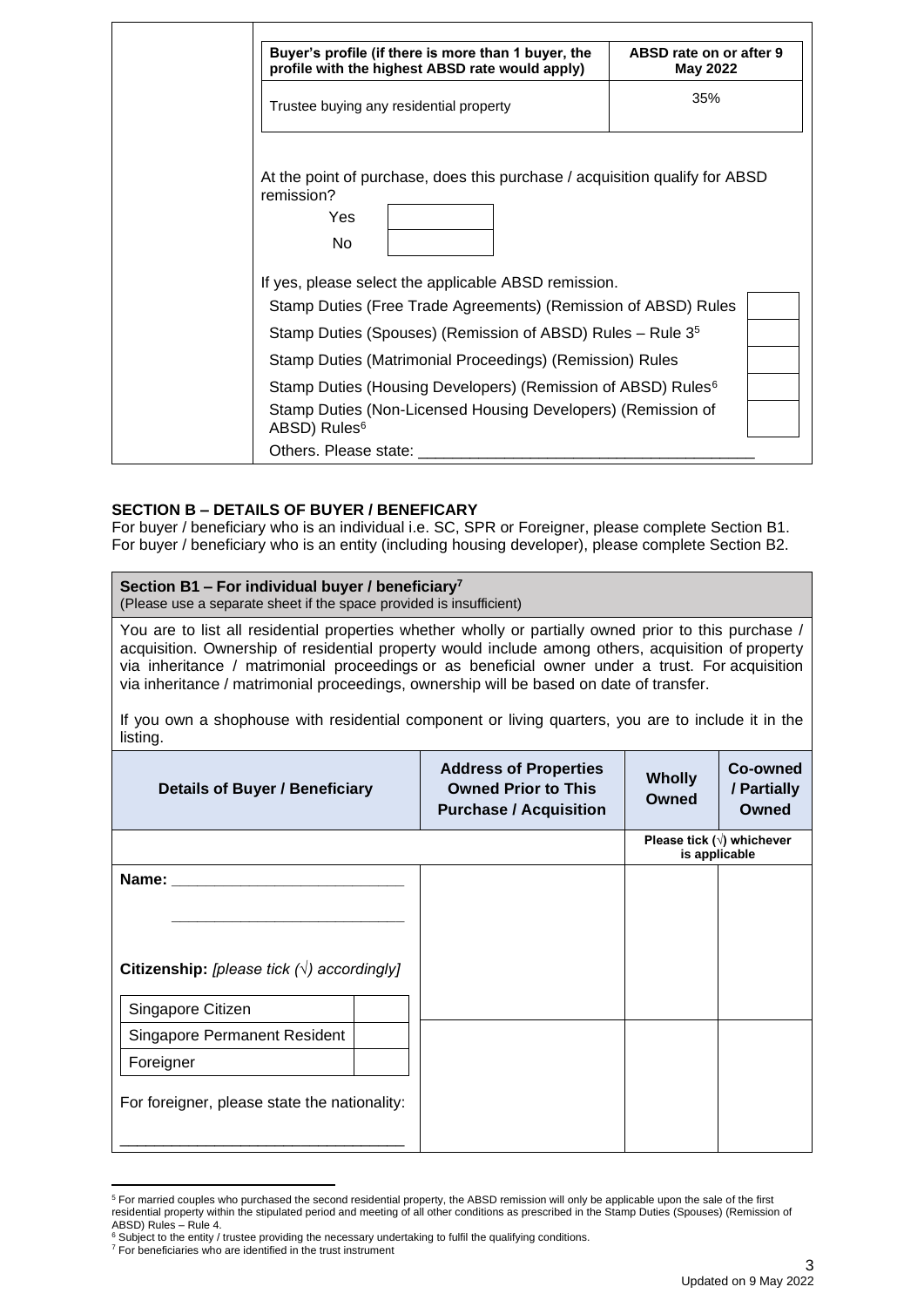| Buyer's profile (if there is more than 1 buyer, the profile with the highest ABSD rate would apply) | ABSD rate on or after 9 May 2022 |
|---|---|
| Trustee buying any residential property | 35% |

At the point of purchase, does this purchase / acquisition qualify for ABSD remission?

| | |
|---|---|
| Yes | |
| No | |

If yes, please select the applicable ABSD remission.

| | |
|---|---|
| Stamp Duties (Free Trade Agreements) (Remission of ABSD) Rules | |
| Stamp Duties (Spouses) (Remission of ABSD) Rules – Rule 3[5] | |
| Stamp Duties (Matrimonial Proceedings) (Remission) Rules | |
| Stamp Duties (Housing Developers) (Remission of ABSD) Rules[6] | |
| Stamp Duties (Non-Licensed Housing Developers) (Remission of ABSD) Rules[6] | |

Others. Please state: ______________________________________

**SECTION B – DETAILS OF BUYER / BENEFICARY**

For buyer / beneficiary who is an individual i.e. SC, SPR or Foreigner, please complete Section B1.
For buyer / beneficiary who is an entity (including housing developer), please complete Section B2.

**Section B1 – For individual buyer / beneficiary[7]**
(Please use a separate sheet if the space provided is insufficient)

You are to list all residential properties whether wholly or partially owned prior to this purchase / acquisition. Ownership of residential property would include among others, acquisition of property via inheritance / matrimonial proceedings or as beneficial owner under a trust. For acquisition via inheritance / matrimonial proceedings, ownership will be based on date of transfer.

If you own a shophouse with residential component or living quarters, you are to include it in the listing.

| Details of Buyer / Beneficiary | Address of Properties Owned Prior to This Purchase / Acquisition | Wholly Owned | Co-owned / Partially Owned |
|---|---|---|---|
| | | Please tick (√) whichever is applicable | |
| Name: ___________________________<br>___________________________<br><br>**Citizenship:** *[please tick (√) accordingly]*<br>Singapore Citizen [ ]<br>Singapore Permanent Resident [ ]<br>Foreigner [ ]<br><br>For foreigner, please state the nationality:<br>___________________________ | | | |
| | | | |

[5] For married couples who purchased the second residential property, the ABSD remission will only be applicable upon the sale of the first residential property within the stipulated period and meeting of all other conditions as prescribed in the Stamp Duties (Spouses) (Remission of ABSD) Rules – Rule 4.

[6] Subject to the entity / trustee providing the necessary undertaking to fulfil the qualifying conditions.

[7] For beneficiaries who are identified in the trust instrument

Updated on 9 May 2022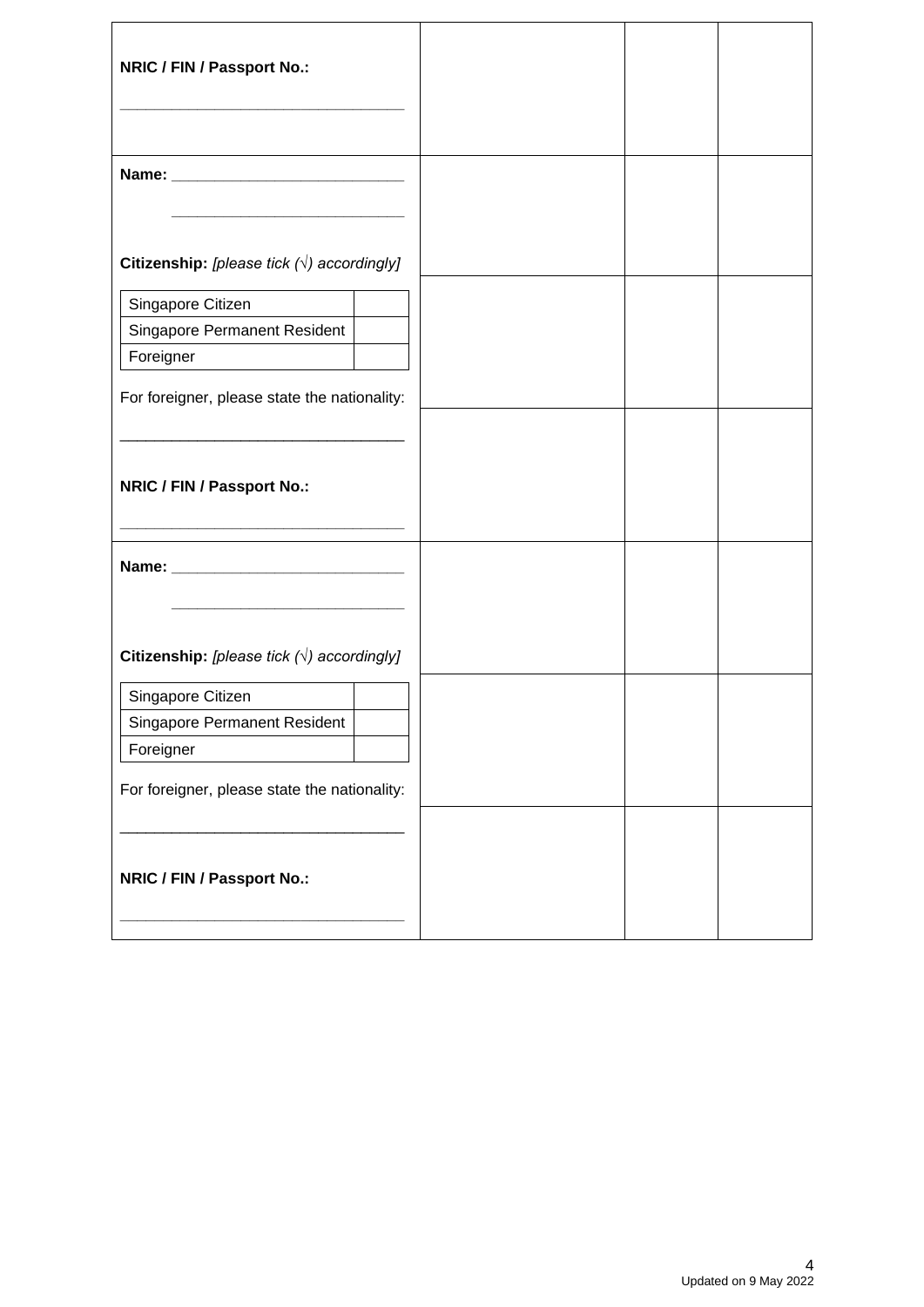| | | | |
|---|---|---|---|
| **NRIC / FIN / Passport No.:** ______________________________ | | | |
| **Name:** ______________________________ ______________________________ **Citizenship:** *[please tick (√) accordingly]* | | | |
| Singapore Citizen [ ] Singapore Permanent Resident [ ] Foreigner [ ] For foreigner, please state the nationality: | | | |
| ______________________________ **NRIC / FIN / Passport No.:** ______________________________ | | | |
| **Name:** ______________________________ ______________________________ **Citizenship:** *[please tick (√) accordingly]* | | | |
| Singapore Citizen [ ] Singapore Permanent Resident [ ] Foreigner [ ] For foreigner, please state the nationality: | | | |
| ______________________________ **NRIC / FIN / Passport No.:** ______________________________ | | | |

Updated on 9 May 2022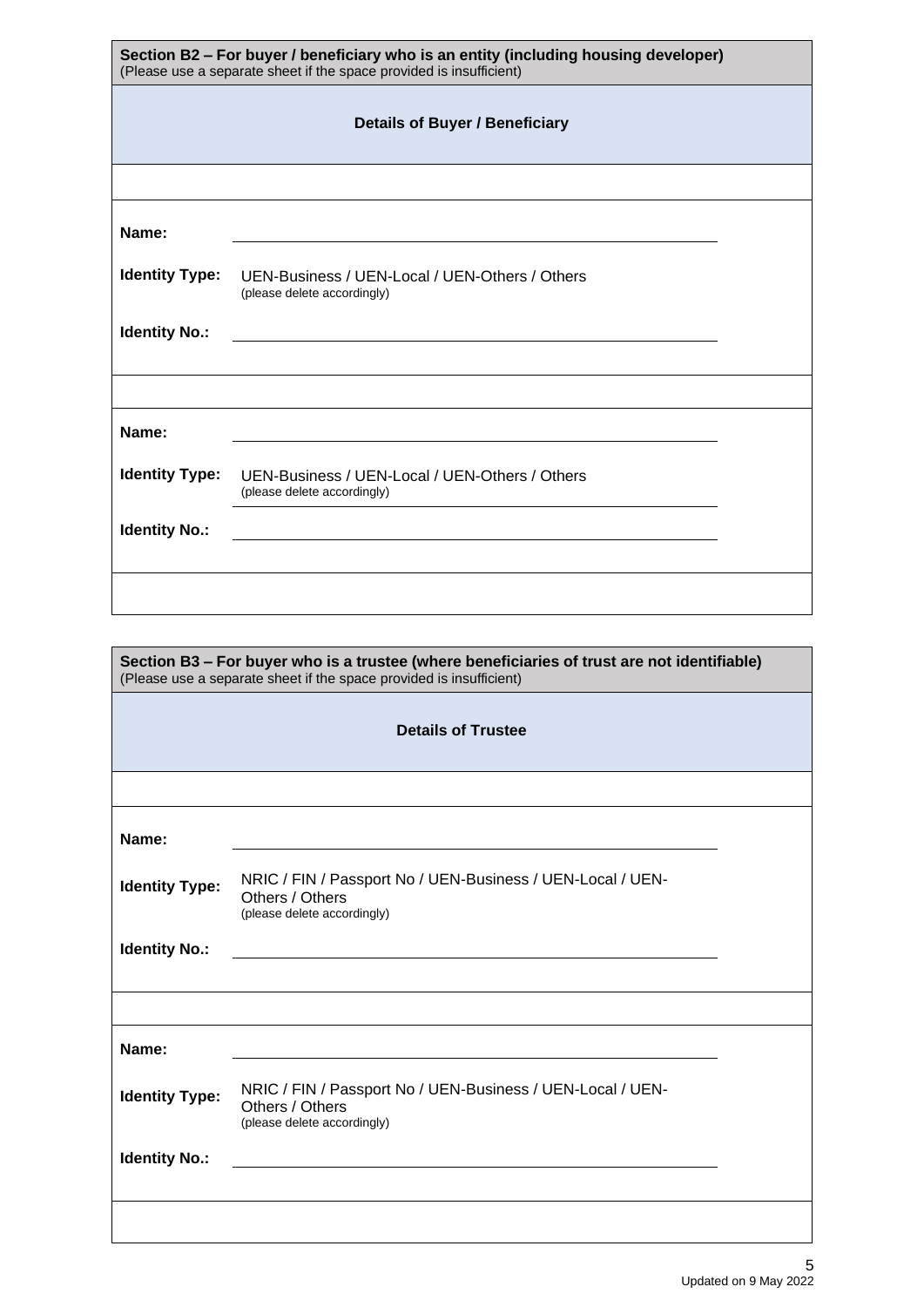**Section B2 – For buyer / beneficiary who is an entity (including housing developer)**
(Please use a separate sheet if the space provided is insufficient)

**Details of Buyer / Beneficiary**

**Name:** ____________________

**Identity Type:** UEN-Business / UEN-Local / UEN-Others / Others
(please delete accordingly)

**Identity No.:** ____________________

**Name:** ____________________

**Identity Type:** UEN-Business / UEN-Local / UEN-Others / Others
(please delete accordingly)

**Identity No.:** ____________________

**Section B3 – For buyer who is a trustee (where beneficiaries of trust are not identifiable)**
(Please use a separate sheet if the space provided is insufficient)

**Details of Trustee**

**Name:** ____________________

**Identity Type:** NRIC / FIN / Passport No / UEN-Business / UEN-Local / UEN-Others / Others
(please delete accordingly)

**Identity No.:** ____________________

**Name:** ____________________

**Identity Type:** NRIC / FIN / Passport No / UEN-Business / UEN-Local / UEN-Others / Others
(please delete accordingly)

**Identity No.:** ____________________

Updated on 9 May 2022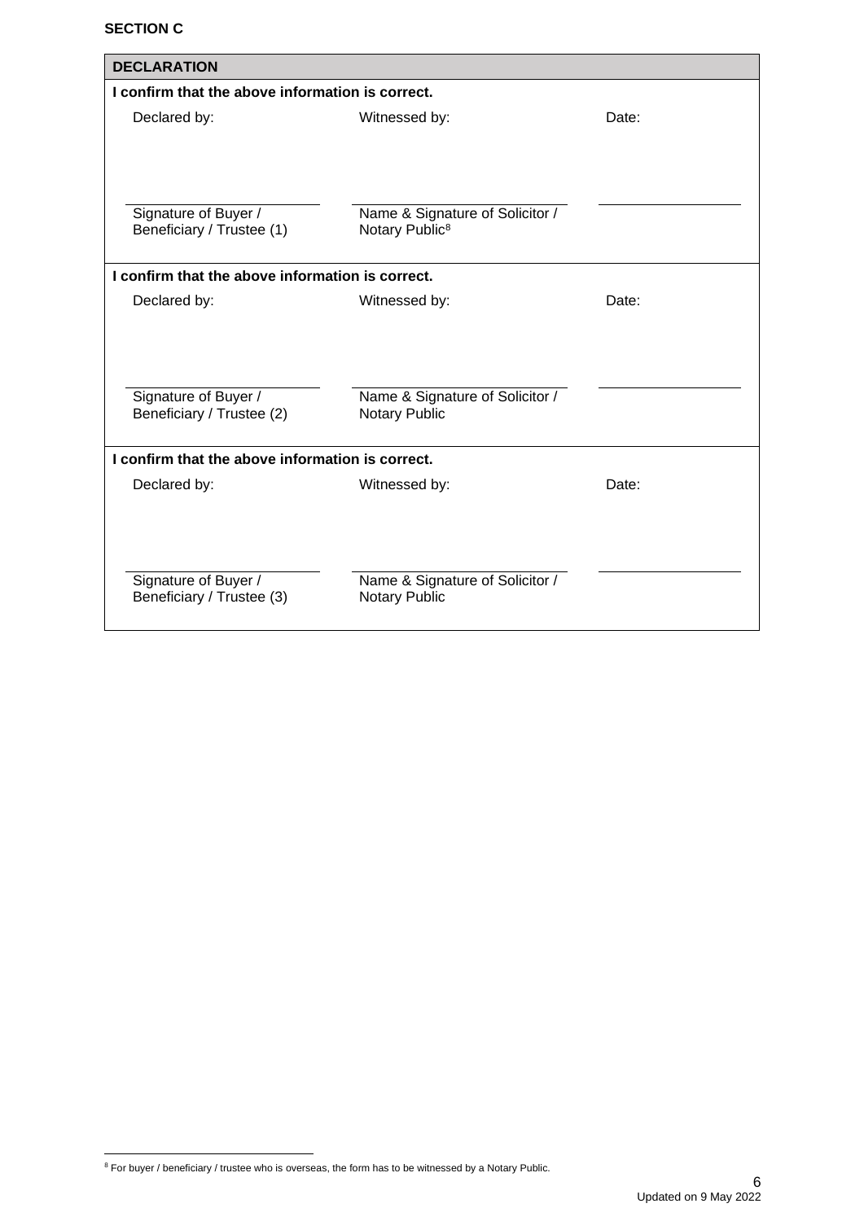**SECTION C**

| DECLARATION | | |
|---|---|---|
| **I confirm that the above information is correct.** | | |
| Declared by: | Witnessed by: | Date: |
| Signature of Buyer / Beneficiary / Trustee (1) | Name & Signature of Solicitor / Notary Public[8] | |
| **I confirm that the above information is correct.** | | |
| Declared by: | Witnessed by: | Date: |
| Signature of Buyer / Beneficiary / Trustee (2) | Name & Signature of Solicitor / Notary Public | |
| **I confirm that the above information is correct.** | | |
| Declared by: | Witnessed by: | Date: |
| Signature of Buyer / Beneficiary / Trustee (3) | Name & Signature of Solicitor / Notary Public | |

[8] For buyer / beneficiary / trustee who is overseas, the form has to be witnessed by a Notary Public.

Updated on 9 May 2022